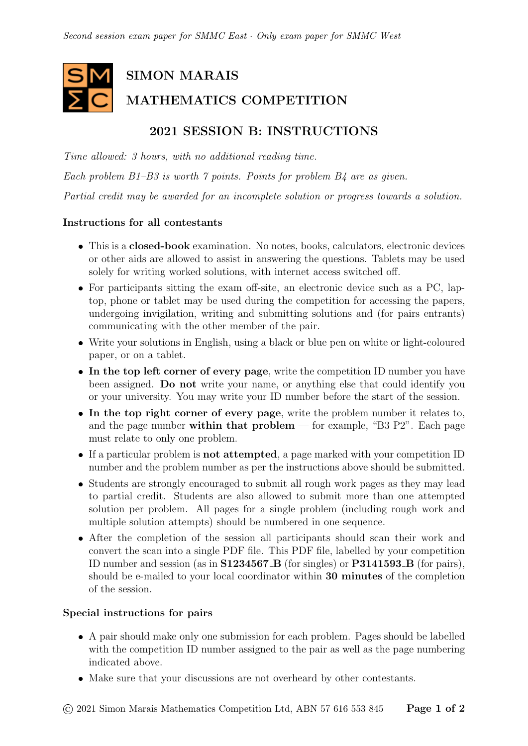*Second session exam paper for SMMC East · Only exam paper for SMMC West*

# SIMON MARAIS MATHEMATICS COMPETITION

## 2021 SESSION B: INSTRUCTIONS

*Time allowed: 3 hours, with no additional reading time.*

*Each problem B1–B3 is worth 7 points. Points for problem B4 are as given.*

*Partial credit may be awarded for an incomplete solution or progress towards a solution.*

### Instructions for all contestants

- This is a **closed-book** examination. No notes, books, calculators, electronic devices or other aids are allowed to assist in answering the questions. Tablets may be used solely for writing worked solutions, with internet access switched off.
- For participants sitting the exam off-site, an electronic device such as a PC, laptop, phone or tablet may be used during the competition for accessing the papers, undergoing invigilation, writing and submitting solutions and (for pairs entrants) communicating with the other member of the pair.
- Write your solutions in English, using a black or blue pen on white or light-coloured paper, or on a tablet.
- **In the top left corner of every page**, write the competition ID number you have been assigned. **Do not** write your name, or anything else that could identify you or your university. You may write your ID number before the start of the session.
- **In the top right corner of every page**, write the problem number it relates to, and the page number **within that problem** — for example, "B3 P2". Each page must relate to only one problem.
- If a particular problem is **not attempted**, a page marked with your competition ID number and the problem number as per the instructions above should be submitted.
- Students are strongly encouraged to submit all rough work pages as they may lead to partial credit. Students are also allowed to submit more than one attempted solution per problem. All pages for a single problem (including rough work and multiple solution attempts) should be numbered in one sequence.
- After the completion of the session all participants should scan their work and convert the scan into a single PDF file. This PDF file, labelled by your competition ID number and session (as in **S1234567_B** (for singles) or **P3141593_B** (for pairs), should be e-mailed to your local coordinator within **30 minutes** of the completion of the session.

### Special instructions for pairs

- A pair should make only one submission for each problem. Pages should be labelled with the competition ID number assigned to the pair as well as the page numbering indicated above.
- Make sure that your discussions are not overheard by other contestants.

© 2021 Simon Marais Mathematics Competition Ltd, ABN 57 616 553 845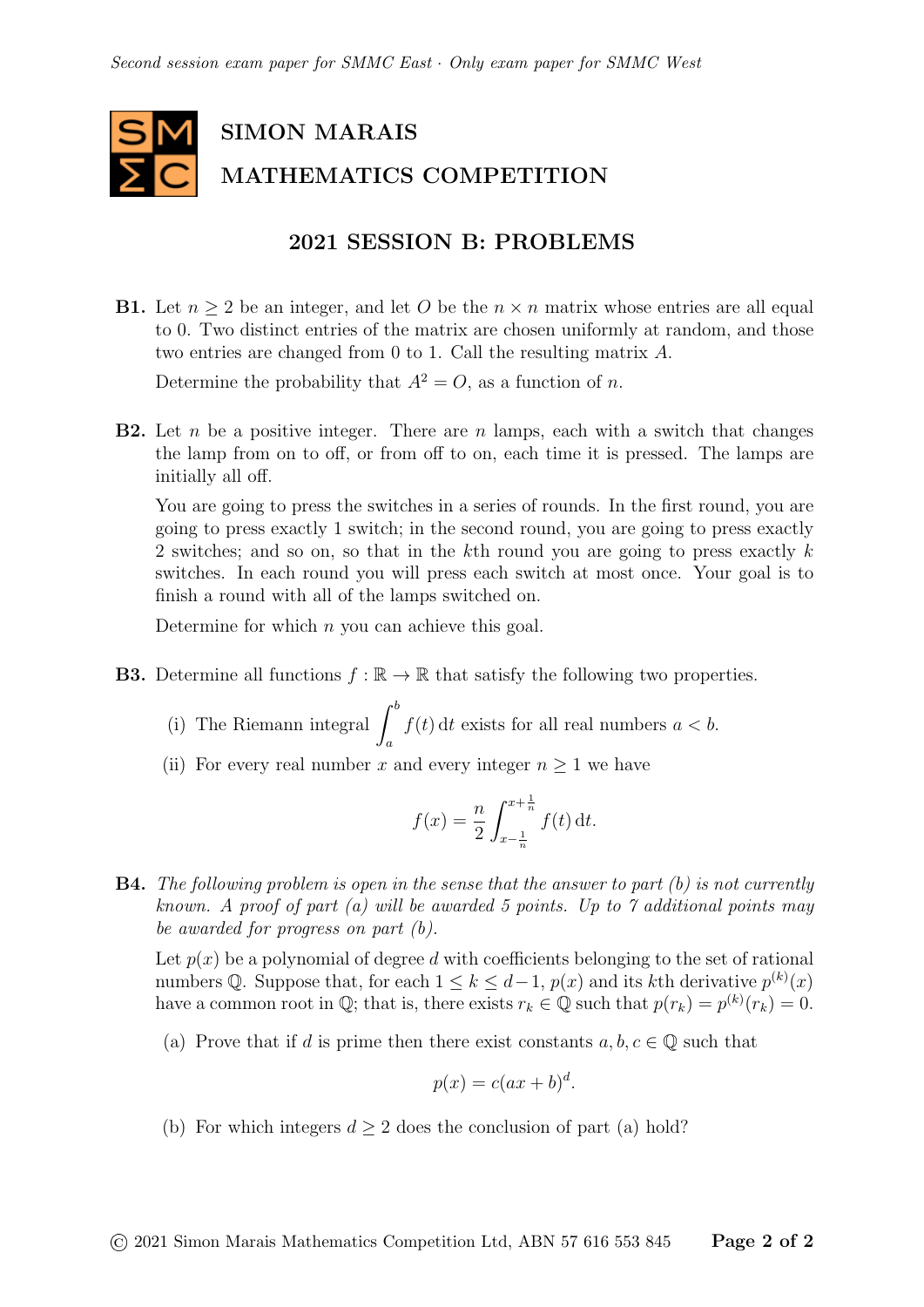# SIMON MARAIS MATHEMATICS COMPETITION

## 2021 SESSION B: PROBLEMS

**B1.** Let $n \geq 2$ be an integer, and let $O$ be the $n \times n$ matrix whose entries are all equal to 0. Two distinct entries of the matrix are chosen uniformly at random, and those two entries are changed from 0 to 1. Call the resulting matrix $A$.

Determine the probability that $A^2 = O$, as a function of $n$.

**B2.** Let $n$ be a positive integer. There are $n$ lamps, each with a switch that changes the lamp from on to off, or from off to on, each time it is pressed. The lamps are initially all off.

You are going to press the switches in a series of rounds. In the first round, you are going to press exactly 1 switch; in the second round, you are going to press exactly 2 switches; and so on, so that in the $k$th round you are going to press exactly $k$ switches. In each round you will press each switch at most once. Your goal is to finish a round with all of the lamps switched on.

Determine for which $n$ you can achieve this goal.

**B3.** Determine all functions $f : \mathbb{R} \to \mathbb{R}$ that satisfy the following two properties.

(i) The Riemann integral $\int_a^b f(t)\,\mathrm{d}t$ exists for all real numbers $a < b$.

(ii) For every real number $x$ and every integer $n \geq 1$ we have

$$f(x) = \frac{n}{2} \int_{x-\frac{1}{n}}^{x+\frac{1}{n}} f(t)\,\mathrm{d}t.$$

**B4.** *The following problem is open in the sense that the answer to part (b) is not currently known. A proof of part (a) will be awarded 5 points. Up to 7 additional points may be awarded for progress on part (b).*

Let $p(x)$ be a polynomial of degree $d$ with coefficients belonging to the set of rational numbers $\mathbb{Q}$. Suppose that, for each $1 \leq k \leq d-1$, $p(x)$ and its $k$th derivative $p^{(k)}(x)$ have a common root in $\mathbb{Q}$; that is, there exists $r_k \in \mathbb{Q}$ such that $p(r_k) = p^{(k)}(r_k) = 0$.

(a) Prove that if $d$ is prime then there exist constants $a, b, c \in \mathbb{Q}$ such that

$$p(x) = c(ax + b)^d.$$

(b) For which integers $d \geq 2$ does the conclusion of part (a) hold?